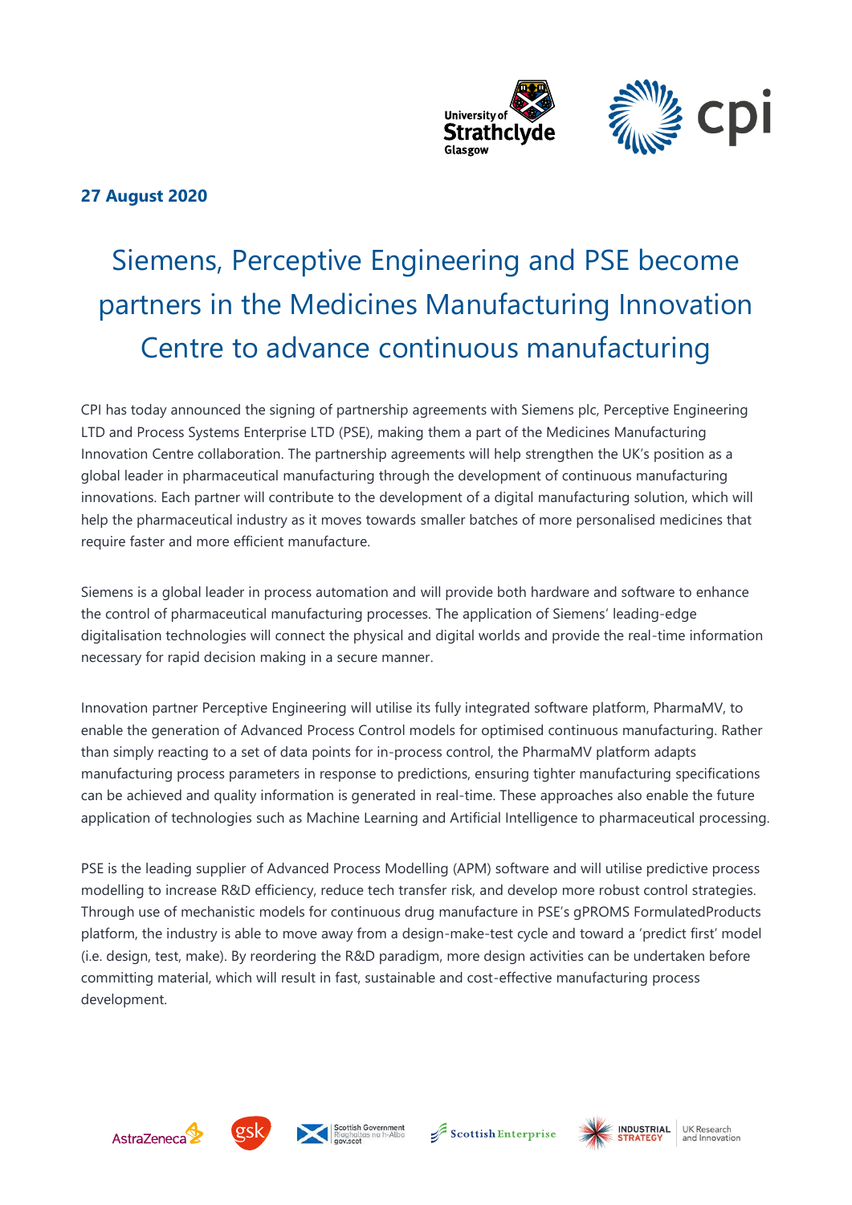**27 August 2020**

# Siemens, Perceptive Engineering and PSE become partners in the Medicines Manufacturing Innovation Centre to advance continuous manufacturing

CPI has today announced the signing of partnership agreements with Siemens plc, Perceptive Engineering LTD and Process Systems Enterprise LTD (PSE), making them a part of the Medicines Manufacturing Innovation Centre collaboration. The partnership agreements will help strengthen the UK's position as a global leader in pharmaceutical manufacturing through the development of continuous manufacturing innovations. Each partner will contribute to the development of a digital manufacturing solution, which will help the pharmaceutical industry as it moves towards smaller batches of more personalised medicines that require faster and more efficient manufacture.

Siemens is a global leader in process automation and will provide both hardware and software to enhance the control of pharmaceutical manufacturing processes. The application of Siemens' leading-edge digitalisation technologies will connect the physical and digital worlds and provide the real-time information necessary for rapid decision making in a secure manner.

Innovation partner Perceptive Engineering will utilise its fully integrated software platform, PharmaMV, to enable the generation of Advanced Process Control models for optimised continuous manufacturing. Rather than simply reacting to a set of data points for in-process control, the PharmaMV platform adapts manufacturing process parameters in response to predictions, ensuring tighter manufacturing specifications can be achieved and quality information is generated in real-time. These approaches also enable the future application of technologies such as Machine Learning and Artificial Intelligence to pharmaceutical processing.

PSE is the leading supplier of Advanced Process Modelling (APM) software and will utilise predictive process modelling to increase R&D efficiency, reduce tech transfer risk, and develop more robust control strategies. Through use of mechanistic models for continuous drug manufacture in PSE's gPROMS FormulatedProducts platform, the industry is able to move away from a design-make-test cycle and toward a 'predict first' model (i.e. design, test, make). By reordering the R&D paradigm, more design activities can be undertaken before committing material, which will result in fast, sustainable and cost-effective manufacturing process development.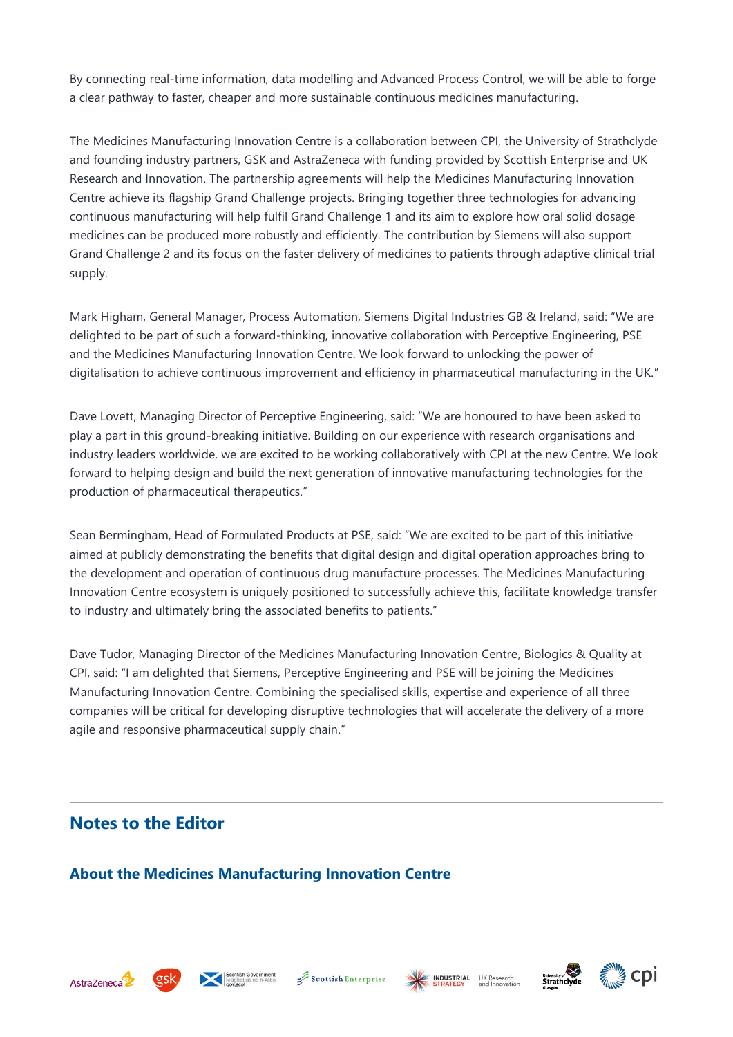By connecting real-time information, data modelling and Advanced Process Control, we will be able to forge a clear pathway to faster, cheaper and more sustainable continuous medicines manufacturing.

The Medicines Manufacturing Innovation Centre is a collaboration between CPI, the University of Strathclyde and founding industry partners, GSK and AstraZeneca with funding provided by Scottish Enterprise and UK Research and Innovation. The partnership agreements will help the Medicines Manufacturing Innovation Centre achieve its flagship Grand Challenge projects. Bringing together three technologies for advancing continuous manufacturing will help fulfil Grand Challenge 1 and its aim to explore how oral solid dosage medicines can be produced more robustly and efficiently. The contribution by Siemens will also support Grand Challenge 2 and its focus on the faster delivery of medicines to patients through adaptive clinical trial supply.

Mark Higham, General Manager, Process Automation, Siemens Digital Industries GB & Ireland, said: "We are delighted to be part of such a forward-thinking, innovative collaboration with Perceptive Engineering, PSE and the Medicines Manufacturing Innovation Centre. We look forward to unlocking the power of digitalisation to achieve continuous improvement and efficiency in pharmaceutical manufacturing in the UK."

Dave Lovett, Managing Director of Perceptive Engineering, said: "We are honoured to have been asked to play a part in this ground-breaking initiative. Building on our experience with research organisations and industry leaders worldwide, we are excited to be working collaboratively with CPI at the new Centre. We look forward to helping design and build the next generation of innovative manufacturing technologies for the production of pharmaceutical therapeutics."

Sean Bermingham, Head of Formulated Products at PSE, said: "We are excited to be part of this initiative aimed at publicly demonstrating the benefits that digital design and digital operation approaches bring to the development and operation of continuous drug manufacture processes. The Medicines Manufacturing Innovation Centre ecosystem is uniquely positioned to successfully achieve this, facilitate knowledge transfer to industry and ultimately bring the associated benefits to patients."

Dave Tudor, Managing Director of the Medicines Manufacturing Innovation Centre, Biologics & Quality at CPI, said: "I am delighted that Siemens, Perceptive Engineering and PSE will be joining the Medicines Manufacturing Innovation Centre. Combining the specialised skills, expertise and experience of all three companies will be critical for developing disruptive technologies that will accelerate the delivery of a more agile and responsive pharmaceutical supply chain."

## Notes to the Editor

### About the Medicines Manufacturing Innovation Centre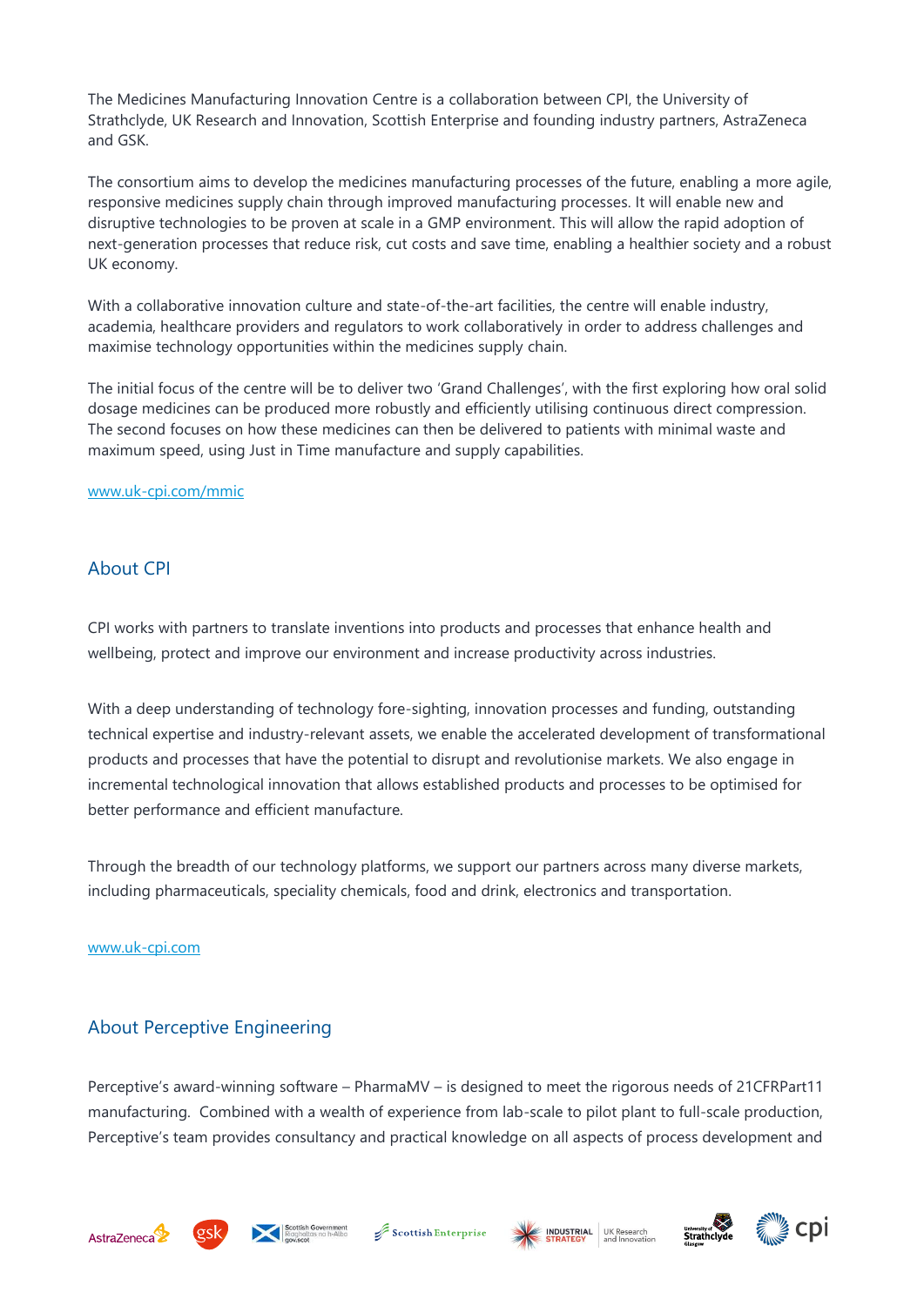The Medicines Manufacturing Innovation Centre is a collaboration between CPI, the University of Strathclyde, UK Research and Innovation, Scottish Enterprise and founding industry partners, AstraZeneca and GSK.

The consortium aims to develop the medicines manufacturing processes of the future, enabling a more agile, responsive medicines supply chain through improved manufacturing processes. It will enable new and disruptive technologies to be proven at scale in a GMP environment. This will allow the rapid adoption of next-generation processes that reduce risk, cut costs and save time, enabling a healthier society and a robust UK economy.

With a collaborative innovation culture and state-of-the-art facilities, the centre will enable industry, academia, healthcare providers and regulators to work collaboratively in order to address challenges and maximise technology opportunities within the medicines supply chain.

The initial focus of the centre will be to deliver two 'Grand Challenges', with the first exploring how oral solid dosage medicines can be produced more robustly and efficiently utilising continuous direct compression. The second focuses on how these medicines can then be delivered to patients with minimal waste and maximum speed, using Just in Time manufacture and supply capabilities.

www.uk-cpi.com/mmic

## About CPI

CPI works with partners to translate inventions into products and processes that enhance health and wellbeing, protect and improve our environment and increase productivity across industries.

With a deep understanding of technology fore-sighting, innovation processes and funding, outstanding technical expertise and industry-relevant assets, we enable the accelerated development of transformational products and processes that have the potential to disrupt and revolutionise markets. We also engage in incremental technological innovation that allows established products and processes to be optimised for better performance and efficient manufacture.

Through the breadth of our technology platforms, we support our partners across many diverse markets, including pharmaceuticals, speciality chemicals, food and drink, electronics and transportation.

www.uk-cpi.com

## About Perceptive Engineering

Perceptive's award-winning software – PharmaMV – is designed to meet the rigorous needs of 21CFRPart11 manufacturing. Combined with a wealth of experience from lab-scale to pilot plant to full-scale production, Perceptive's team provides consultancy and practical knowledge on all aspects of process development and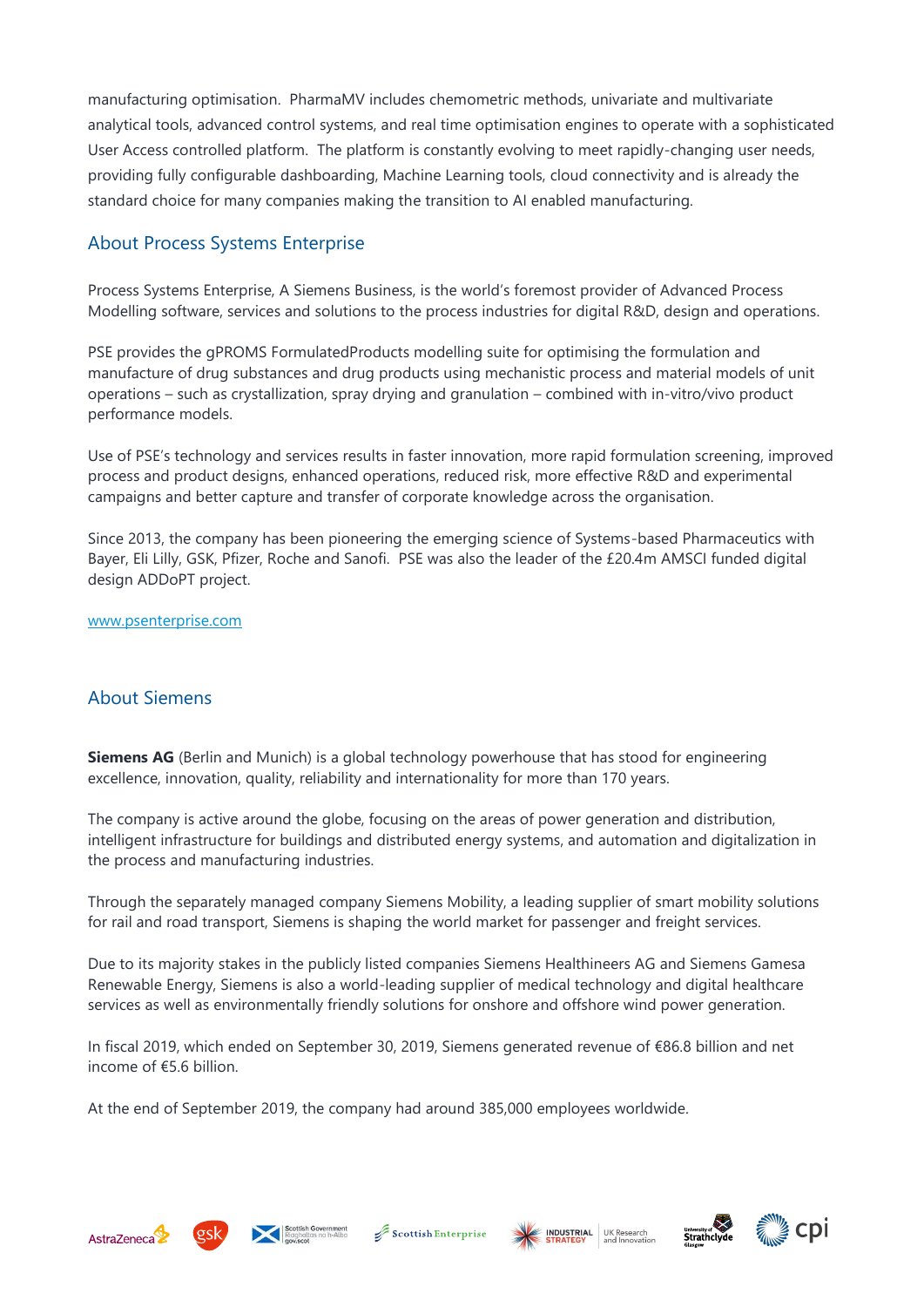manufacturing optimisation. PharmaMV includes chemometric methods, univariate and multivariate analytical tools, advanced control systems, and real time optimisation engines to operate with a sophisticated User Access controlled platform. The platform is constantly evolving to meet rapidly-changing user needs, providing fully configurable dashboarding, Machine Learning tools, cloud connectivity and is already the standard choice for many companies making the transition to AI enabled manufacturing.

## About Process Systems Enterprise

Process Systems Enterprise, A Siemens Business, is the world's foremost provider of Advanced Process Modelling software, services and solutions to the process industries for digital R&D, design and operations.

PSE provides the gPROMS FormulatedProducts modelling suite for optimising the formulation and manufacture of drug substances and drug products using mechanistic process and material models of unit operations – such as crystallization, spray drying and granulation – combined with in-vitro/vivo product performance models.

Use of PSE's technology and services results in faster innovation, more rapid formulation screening, improved process and product designs, enhanced operations, reduced risk, more effective R&D and experimental campaigns and better capture and transfer of corporate knowledge across the organisation.

Since 2013, the company has been pioneering the emerging science of Systems-based Pharmaceutics with Bayer, Eli Lilly, GSK, Pfizer, Roche and Sanofi. PSE was also the leader of the £20.4m AMSCI funded digital design ADDoPT project.

www.psenterprise.com

## About Siemens

**Siemens AG** (Berlin and Munich) is a global technology powerhouse that has stood for engineering excellence, innovation, quality, reliability and internationality for more than 170 years.

The company is active around the globe, focusing on the areas of power generation and distribution, intelligent infrastructure for buildings and distributed energy systems, and automation and digitalization in the process and manufacturing industries.

Through the separately managed company Siemens Mobility, a leading supplier of smart mobility solutions for rail and road transport, Siemens is shaping the world market for passenger and freight services.

Due to its majority stakes in the publicly listed companies Siemens Healthineers AG and Siemens Gamesa Renewable Energy, Siemens is also a world-leading supplier of medical technology and digital healthcare services as well as environmentally friendly solutions for onshore and offshore wind power generation.

In fiscal 2019, which ended on September 30, 2019, Siemens generated revenue of €86.8 billion and net income of €5.6 billion.

At the end of September 2019, the company had around 385,000 employees worldwide.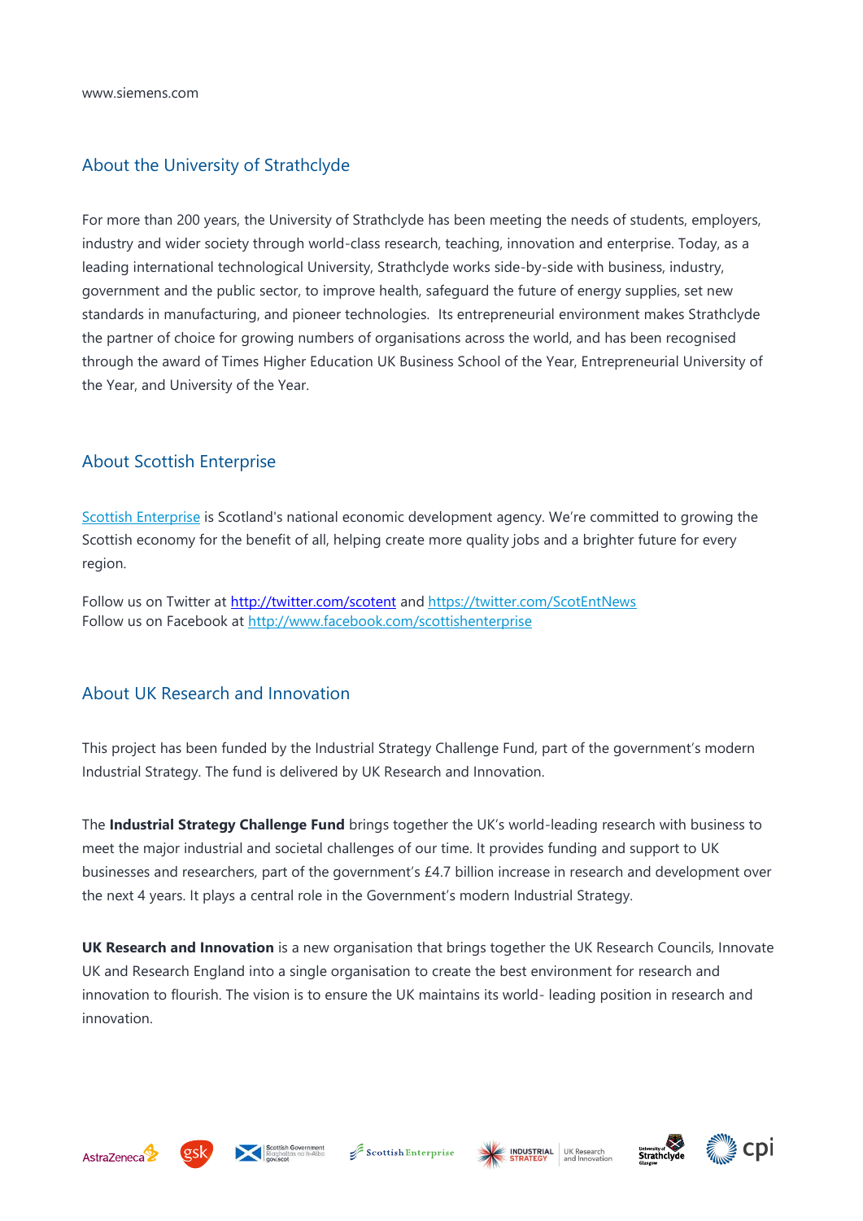www.siemens.com

## About the University of Strathclyde

For more than 200 years, the University of Strathclyde has been meeting the needs of students, employers, industry and wider society through world-class research, teaching, innovation and enterprise. Today, as a leading international technological University, Strathclyde works side-by-side with business, industry, government and the public sector, to improve health, safeguard the future of energy supplies, set new standards in manufacturing, and pioneer technologies. Its entrepreneurial environment makes Strathclyde the partner of choice for growing numbers of organisations across the world, and has been recognised through the award of Times Higher Education UK Business School of the Year, Entrepreneurial University of the Year, and University of the Year.

## About Scottish Enterprise

Scottish Enterprise is Scotland's national economic development agency. We're committed to growing the Scottish economy for the benefit of all, helping create more quality jobs and a brighter future for every region.

Follow us on Twitter at http://twitter.com/scotent and https://twitter.com/ScotEntNews
Follow us on Facebook at http://www.facebook.com/scottishenterprise

## About UK Research and Innovation

This project has been funded by the Industrial Strategy Challenge Fund, part of the government's modern Industrial Strategy. The fund is delivered by UK Research and Innovation.

The **Industrial Strategy Challenge Fund** brings together the UK's world-leading research with business to meet the major industrial and societal challenges of our time. It provides funding and support to UK businesses and researchers, part of the government's £4.7 billion increase in research and development over the next 4 years. It plays a central role in the Government's modern Industrial Strategy.

**UK Research and Innovation** is a new organisation that brings together the UK Research Councils, Innovate UK and Research England into a single organisation to create the best environment for research and innovation to flourish. The vision is to ensure the UK maintains its world- leading position in research and innovation.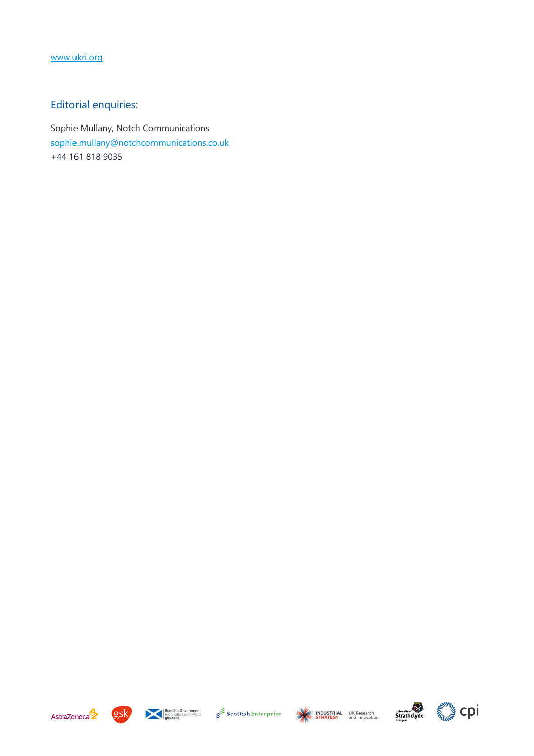www.ukri.org

## Editorial enquiries:

Sophie Mullany, Notch Communications
sophie.mullany@notchcommunications.co.uk
+44 161 818 9035